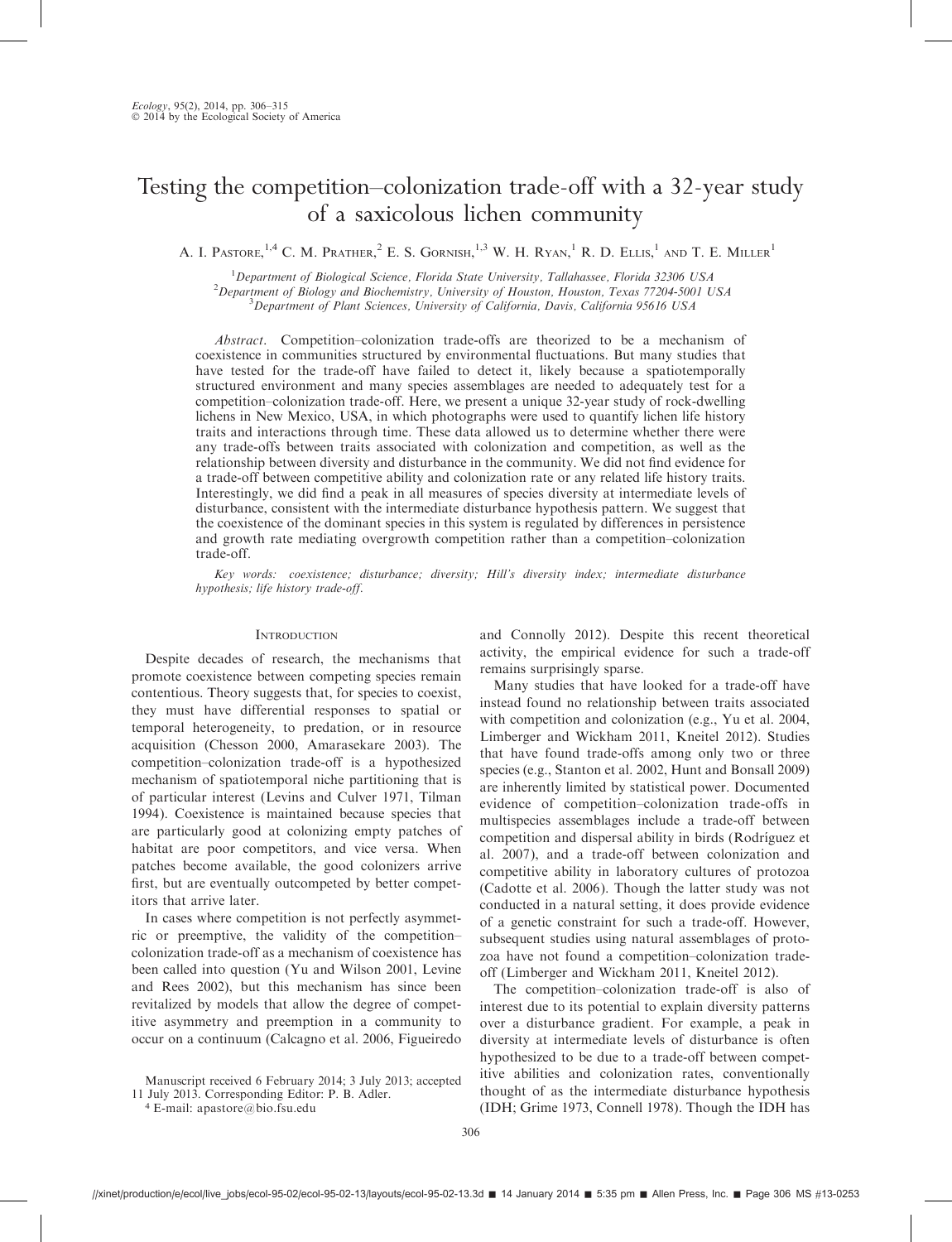# Testing the competition–colonization trade-off with a 32-year study of a saxicolous lichen community

A. I. Pastore,[1,4] C. M. Prather,[2] E. S. Gornish,[1,3] W. H. Ryan,[1] R. D. Ellis,[1] and T. E. Miller[1]

[1]Department of Biological Science, Florida State University, Tallahassee, Florida 32306 USA
[2]Department of Biology and Biochemistry, University of Houston, Houston, Texas 77204-5001 USA
[3]Department of Plant Sciences, University of California, Davis, California 95616 USA

*Abstract*. Competition–colonization trade-offs are theorized to be a mechanism of coexistence in communities structured by environmental fluctuations. But many studies that have tested for the trade-off have failed to detect it, likely because a spatiotemporally structured environment and many species assemblages are needed to adequately test for a competition–colonization trade-off. Here, we present a unique 32-year study of rock-dwelling lichens in New Mexico, USA, in which photographs were used to quantify lichen life history traits and interactions through time. These data allowed us to determine whether there were any trade-offs between traits associated with colonization and competition, as well as the relationship between diversity and disturbance in the community. We did not find evidence for a trade-off between competitive ability and colonization rate or any related life history traits. Interestingly, we did find a peak in all measures of species diversity at intermediate levels of disturbance, consistent with the intermediate disturbance hypothesis pattern. We suggest that the coexistence of the dominant species in this system is regulated by differences in persistence and growth rate mediating overgrowth competition rather than a competition–colonization trade-off.

*Key words:* coexistence; disturbance; diversity; Hill's diversity index; intermediate disturbance hypothesis; life history trade-off.

## Introduction

Despite decades of research, the mechanisms that promote coexistence between competing species remain contentious. Theory suggests that, for species to coexist, they must have differential responses to spatial or temporal heterogeneity, to predation, or in resource acquisition (Chesson 2000, Amarasekare 2003). The competition–colonization trade-off is a hypothesized mechanism of spatiotemporal niche partitioning that is of particular interest (Levins and Culver 1971, Tilman 1994). Coexistence is maintained because species that are particularly good at colonizing empty patches of habitat are poor competitors, and vice versa. When patches become available, the good colonizers arrive first, but are eventually outcompeted by better competitors that arrive later.

In cases where competition is not perfectly asymmetric or preemptive, the validity of the competition–colonization trade-off as a mechanism of coexistence has been called into question (Yu and Wilson 2001, Levine and Rees 2002), but this mechanism has since been revitalized by models that allow the degree of competitive asymmetry and preemption in a community to occur on a continuum (Calcagno et al. 2006, Figueiredo and Connolly 2012). Despite this recent theoretical activity, the empirical evidence for such a trade-off remains surprisingly sparse.

Many studies that have looked for a trade-off have instead found no relationship between traits associated with competition and colonization (e.g., Yu et al. 2004, Limberger and Wickham 2011, Kneitel 2012). Studies that have found trade-offs among only two or three species (e.g., Stanton et al. 2002, Hunt and Bonsall 2009) are inherently limited by statistical power. Documented evidence of competition–colonization trade-offs in multispecies assemblages include a trade-off between competition and dispersal ability in birds (Rodríguez et al. 2007), and a trade-off between colonization and competitive ability in laboratory cultures of protozoa (Cadotte et al. 2006). Though the latter study was not conducted in a natural setting, it does provide evidence of a genetic constraint for such a trade-off. However, subsequent studies using natural assemblages of protozoa have not found a competition–colonization trade-off (Limberger and Wickham 2011, Kneitel 2012).

The competition–colonization trade-off is also of interest due to its potential to explain diversity patterns over a disturbance gradient. For example, a peak in diversity at intermediate levels of disturbance is often hypothesized to be due to a trade-off between competitive abilities and colonization rates, conventionally thought of as the intermediate disturbance hypothesis (IDH; Grime 1973, Connell 1978). Though the IDH has

Manuscript received 6 February 2014; 3 July 2013; accepted 11 July 2013. Corresponding Editor: P. B. Adler.

[4] E-mail: apastore@bio.fsu.edu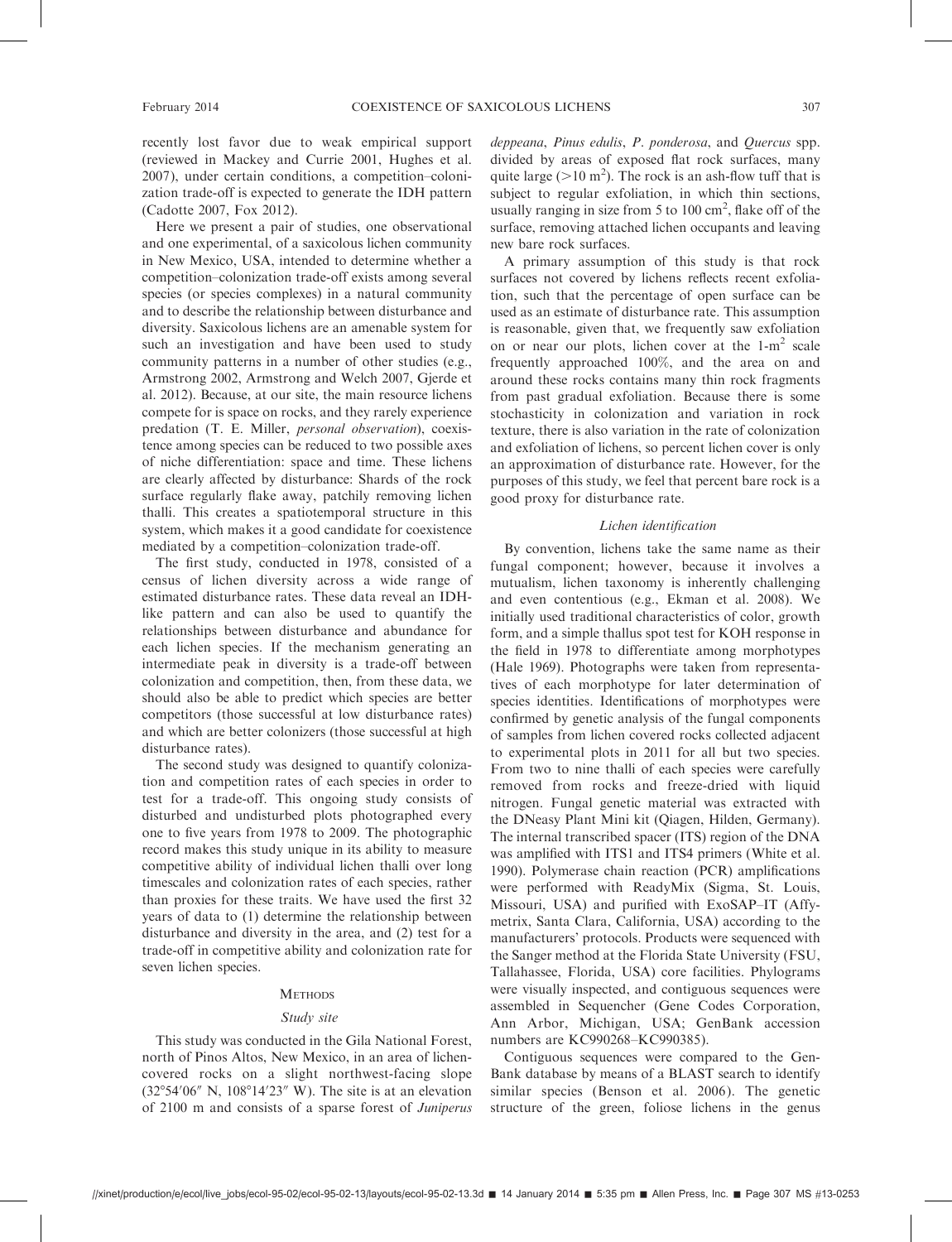recently lost favor due to weak empirical support (reviewed in Mackey and Currie 2001, Hughes et al. 2007), under certain conditions, a competition–colonization trade-off is expected to generate the IDH pattern (Cadotte 2007, Fox 2012).

Here we present a pair of studies, one observational and one experimental, of a saxicolous lichen community in New Mexico, USA, intended to determine whether a competition–colonization trade-off exists among several species (or species complexes) in a natural community and to describe the relationship between disturbance and diversity. Saxicolous lichens are an amenable system for such an investigation and have been used to study community patterns in a number of other studies (e.g., Armstrong 2002, Armstrong and Welch 2007, Gjerde et al. 2012). Because, at our site, the main resource lichens compete for is space on rocks, and they rarely experience predation (T. E. Miller, *personal observation*), coexistence among species can be reduced to two possible axes of niche differentiation: space and time. These lichens are clearly affected by disturbance: Shards of the rock surface regularly flake away, patchily removing lichen thalli. This creates a spatiotemporal structure in this system, which makes it a good candidate for coexistence mediated by a competition–colonization trade-off.

The first study, conducted in 1978, consisted of a census of lichen diversity across a wide range of estimated disturbance rates. These data reveal an IDH-like pattern and can also be used to quantify the relationships between disturbance and abundance for each lichen species. If the mechanism generating an intermediate peak in diversity is a trade-off between colonization and competition, then, from these data, we should also be able to predict which species are better competitors (those successful at low disturbance rates) and which are better colonizers (those successful at high disturbance rates).

The second study was designed to quantify colonization and competition rates of each species in order to test for a trade-off. This ongoing study consists of disturbed and undisturbed plots photographed every one to five years from 1978 to 2009. The photographic record makes this study unique in its ability to measure competitive ability of individual lichen thalli over long timescales and colonization rates of each species, rather than proxies for these traits. We have used the first 32 years of data to (1) determine the relationship between disturbance and diversity in the area, and (2) test for a trade-off in competitive ability and colonization rate for seven lichen species.

## Methods

### Study site

This study was conducted in the Gila National Forest, north of Pinos Altos, New Mexico, in an area of lichen-covered rocks on a slight northwest-facing slope (32°54′06″ N, 108°14′23″ W). The site is at an elevation of 2100 m and consists of a sparse forest of *Juniperus deppeana*, *Pinus edulis*, *P. ponderosa*, and *Quercus* spp. divided by areas of exposed flat rock surfaces, many quite large (>10 $m^2$). The rock is an ash-flow tuff that is subject to regular exfoliation, in which thin sections, usually ranging in size from 5 to 100 $cm^2$, flake off of the surface, removing attached lichen occupants and leaving new bare rock surfaces.

A primary assumption of this study is that rock surfaces not covered by lichens reflects recent exfoliation, such that the percentage of open surface can be used as an estimate of disturbance rate. This assumption is reasonable, given that, we frequently saw exfoliation on or near our plots, lichen cover at the 1-$m^2$ scale frequently approached 100%, and the area on and around these rocks contains many thin rock fragments from past gradual exfoliation. Because there is some stochasticity in colonization and variation in rock texture, there is also variation in the rate of colonization and exfoliation of lichens, so percent lichen cover is only an approximation of disturbance rate. However, for the purposes of this study, we feel that percent bare rock is a good proxy for disturbance rate.

### Lichen identification

By convention, lichens take the same name as their fungal component; however, because it involves a mutualism, lichen taxonomy is inherently challenging and even contentious (e.g., Ekman et al. 2008). We initially used traditional characteristics of color, growth form, and a simple thallus spot test for KOH response in the field in 1978 to differentiate among morphotypes (Hale 1969). Photographs were taken from representatives of each morphotype for later determination of species identities. Identifications of morphotypes were confirmed by genetic analysis of the fungal components of samples from lichen covered rocks collected adjacent to experimental plots in 2011 for all but two species. From two to nine thalli of each species were carefully removed from rocks and freeze-dried with liquid nitrogen. Fungal genetic material was extracted with the DNeasy Plant Mini kit (Qiagen, Hilden, Germany). The internal transcribed spacer (ITS) region of the DNA was amplified with ITS1 and ITS4 primers (White et al. 1990). Polymerase chain reaction (PCR) amplifications were performed with ReadyMix (Sigma, St. Louis, Missouri, USA) and purified with ExoSAP–IT (Affymetrix, Santa Clara, California, USA) according to the manufacturers' protocols. Products were sequenced with the Sanger method at the Florida State University (FSU, Tallahassee, Florida, USA) core facilities. Phylograms were visually inspected, and contiguous sequences were assembled in Sequencher (Gene Codes Corporation, Ann Arbor, Michigan, USA; GenBank accession numbers are KC990268–KC990385).

Contiguous sequences were compared to the GenBank database by means of a BLAST search to identify similar species (Benson et al. 2006). The genetic structure of the green, foliose lichens in the genus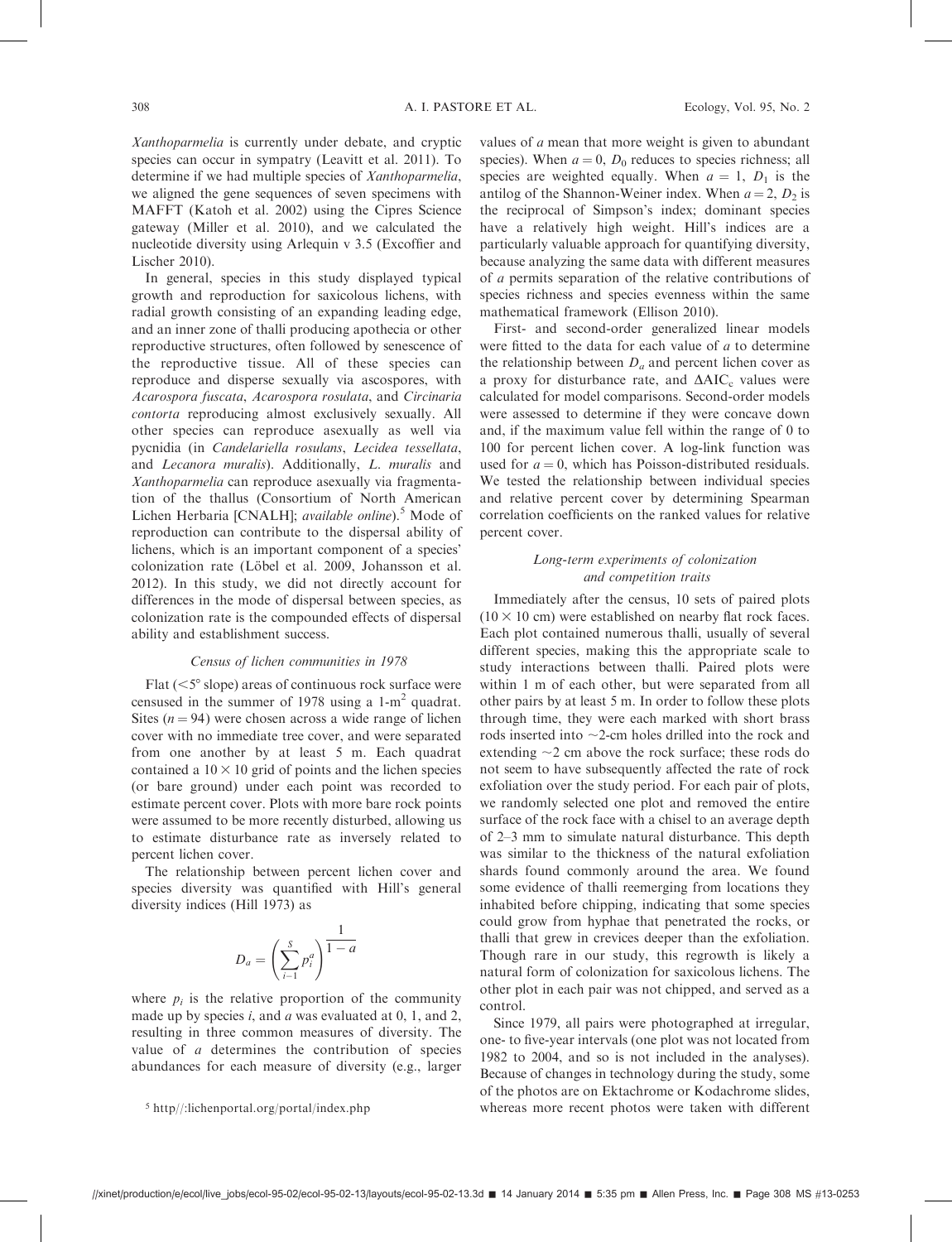*Xanthoparmelia* is currently under debate, and cryptic species can occur in sympatry (Leavitt et al. 2011). To determine if we had multiple species of *Xanthoparmelia*, we aligned the gene sequences of seven specimens with MAFFT (Katoh et al. 2002) using the Cipres Science gateway (Miller et al. 2010), and we calculated the nucleotide diversity using Arlequin v 3.5 (Excoffier and Lischer 2010).

In general, species in this study displayed typical growth and reproduction for saxicolous lichens, with radial growth consisting of an expanding leading edge, and an inner zone of thalli producing apothecia or other reproductive structures, often followed by senescence of the reproductive tissue. All of these species can reproduce and disperse sexually via ascospores, with *Acarospora fuscata*, *Acarospora rosulata*, and *Circinaria contorta* reproducing almost exclusively sexually. All other species can reproduce asexually as well via pycnidia (in *Candelariella rosulans*, *Lecidea tessellata*, and *Lecanora muralis*). Additionally, *L. muralis* and *Xanthoparmelia* can reproduce asexually via fragmentation of the thallus (Consortium of North American Lichen Herbaria [CNALH]; *available online*).[5] Mode of reproduction can contribute to the dispersal ability of lichens, which is an important component of a species' colonization rate (Löbel et al. 2009, Johansson et al. 2012). In this study, we did not directly account for differences in the mode of dispersal between species, as colonization rate is the compounded effects of dispersal ability and establishment success.

### *Census of lichen communities in 1978*

Flat (<5° slope) areas of continuous rock surface were censused in the summer of 1978 using a 1-$m^2$ quadrat. Sites ($n = 94$) were chosen across a wide range of lichen cover with no immediate tree cover, and were separated from one another by at least 5 m. Each quadrat contained a $10 \times 10$ grid of points and the lichen species (or bare ground) under each point was recorded to estimate percent cover. Plots with more bare rock points were assumed to be more recently disturbed, allowing us to estimate disturbance rate as inversely related to percent lichen cover.

The relationship between percent lichen cover and species diversity was quantified with Hill's general diversity indices (Hill 1973) as

$$D_a = \left(\sum_{i-1}^{S} p_i^a\right)^{\frac{1}{1-a}}$$

where $p_i$ is the relative proportion of the community made up by species $i$, and $a$ was evaluated at 0, 1, and 2, resulting in three common measures of diversity. The value of $a$ determines the contribution of species abundances for each measure of diversity (e.g., larger values of $a$ mean that more weight is given to abundant species). When $a = 0$, $D_0$ reduces to species richness; all species are weighted equally. When $a = 1$, $D_1$ is the antilog of the Shannon-Weiner index. When $a = 2$, $D_2$ is the reciprocal of Simpson's index; dominant species have a relatively high weight. Hill's indices are a particularly valuable approach for quantifying diversity, because analyzing the same data with different measures of $a$ permits separation of the relative contributions of species richness and species evenness within the same mathematical framework (Ellison 2010).

First- and second-order generalized linear models were fitted to the data for each value of $a$ to determine the relationship between $D_a$ and percent lichen cover as a proxy for disturbance rate, and $\Delta AIC_c$ values were calculated for model comparisons. Second-order models were assessed to determine if they were concave down and, if the maximum value fell within the range of 0 to 100 for percent lichen cover. A log-link function was used for $a = 0$, which has Poisson-distributed residuals. We tested the relationship between individual species and relative percent cover by determining Spearman correlation coefficients on the ranked values for relative percent cover.

### *Long-term experiments of colonization and competition traits*

Immediately after the census, 10 sets of paired plots ($10 \times 10$ cm) were established on nearby flat rock faces. Each plot contained numerous thalli, usually of several different species, making this the appropriate scale to study interactions between thalli. Paired plots were within 1 m of each other, but were separated from all other pairs by at least 5 m. In order to follow these plots through time, they were each marked with short brass rods inserted into ~2-cm holes drilled into the rock and extending ~2 cm above the rock surface; these rods do not seem to have subsequently affected the rate of rock exfoliation over the study period. For each pair of plots, we randomly selected one plot and removed the entire surface of the rock face with a chisel to an average depth of 2–3 mm to simulate natural disturbance. This depth was similar to the thickness of the natural exfoliation shards found commonly around the area. We found some evidence of thalli reemerging from locations they inhabited before chipping, indicating that some species could grow from hyphae that penetrated the rocks, or thalli that grew in crevices deeper than the exfoliation. Though rare in our study, this regrowth is likely a natural form of colonization for saxicolous lichens. The other plot in each pair was not chipped, and served as a control.

Since 1979, all pairs were photographed at irregular, one- to five-year intervals (one plot was not located from 1982 to 2004, and so is not included in the analyses). Because of changes in technology during the study, some of the photos are on Ektachrome or Kodachrome slides, whereas more recent photos were taken with different

[5] http//:lichenportal.org/portal/index.php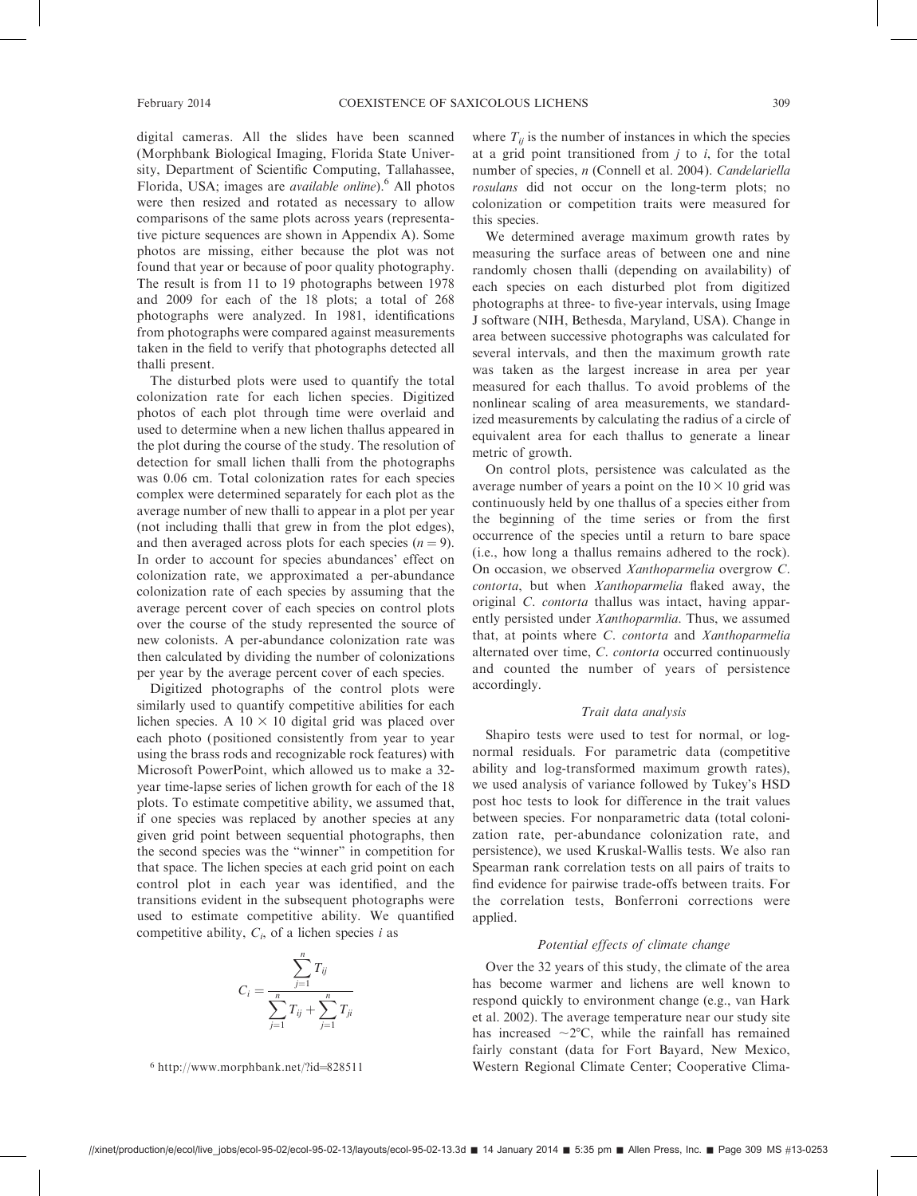digital cameras. All the slides have been scanned (Morphbank Biological Imaging, Florida State University, Department of Scientific Computing, Tallahassee, Florida, USA; images are *available online*).[6] All photos were then resized and rotated as necessary to allow comparisons of the same plots across years (representative picture sequences are shown in Appendix A). Some photos are missing, either because the plot was not found that year or because of poor quality photography. The result is from 11 to 19 photographs between 1978 and 2009 for each of the 18 plots; a total of 268 photographs were analyzed. In 1981, identifications from photographs were compared against measurements taken in the field to verify that photographs detected all thalli present.

The disturbed plots were used to quantify the total colonization rate for each lichen species. Digitized photos of each plot through time were overlaid and used to determine when a new lichen thallus appeared in the plot during the course of the study. The resolution of detection for small lichen thalli from the photographs was 0.06 cm. Total colonization rates for each species complex were determined separately for each plot as the average number of new thalli to appear in a plot per year (not including thalli that grew in from the plot edges), and then averaged across plots for each species ($n = 9$). In order to account for species abundances' effect on colonization rate, we approximated a per-abundance colonization rate of each species by assuming that the average percent cover of each species on control plots over the course of the study represented the source of new colonists. A per-abundance colonization rate was then calculated by dividing the number of colonizations per year by the average percent cover of each species.

Digitized photographs of the control plots were similarly used to quantify competitive abilities for each lichen species. A $10 \times 10$ digital grid was placed over each photo (positioned consistently from year to year using the brass rods and recognizable rock features) with Microsoft PowerPoint, which allowed us to make a 32-year time-lapse series of lichen growth for each of the 18 plots. To estimate competitive ability, we assumed that, if one species was replaced by another species at any given grid point between sequential photographs, then the second species was the "winner" in competition for that space. The lichen species at each grid point on each control plot in each year was identified, and the transitions evident in the subsequent photographs were used to estimate competitive ability. We quantified competitive ability, $C_i$, of a lichen species $i$ as

$$C_i = \frac{\sum_{j=1}^{n} T_{ij}}{\sum_{j=1}^{n} T_{ij} + \sum_{j=1}^{n} T_{ji}}$$

where $T_{ij}$ is the number of instances in which the species at a grid point transitioned from $j$ to $i$, for the total number of species, $n$ (Connell et al. 2004). *Candelariella rosulans* did not occur on the long-term plots; no colonization or competition traits were measured for this species.

We determined average maximum growth rates by measuring the surface areas of between one and nine randomly chosen thalli (depending on availability) of each species on each disturbed plot from digitized photographs at three- to five-year intervals, using Image J software (NIH, Bethesda, Maryland, USA). Change in area between successive photographs was calculated for several intervals, and then the maximum growth rate was taken as the largest increase in area per year measured for each thallus. To avoid problems of the nonlinear scaling of area measurements, we standardized measurements by calculating the radius of a circle of equivalent area for each thallus to generate a linear metric of growth.

On control plots, persistence was calculated as the average number of years a point on the $10 \times 10$ grid was continuously held by one thallus of a species either from the beginning of the time series or from the first occurrence of the species until a return to bare space (i.e., how long a thallus remains adhered to the rock). On occasion, we observed *Xanthoparmelia* overgrow *C. contorta*, but when *Xanthoparmelia* flaked away, the original *C. contorta* thallus was intact, having apparently persisted under *Xanthoparmlia*. Thus, we assumed that, at points where *C. contorta* and *Xanthoparmelia* alternated over time, *C. contorta* occurred continuously and counted the number of years of persistence accordingly.

### *Trait data analysis*

Shapiro tests were used to test for normal, or log-normal residuals. For parametric data (competitive ability and log-transformed maximum growth rates), we used analysis of variance followed by Tukey's HSD post hoc tests to look for difference in the trait values between species. For nonparametric data (total colonization rate, per-abundance colonization rate, and persistence), we used Kruskal-Wallis tests. We also ran Spearman rank correlation tests on all pairs of traits to find evidence for pairwise trade-offs between traits. For the correlation tests, Bonferroni corrections were applied.

### *Potential effects of climate change*

Over the 32 years of this study, the climate of the area has become warmer and lichens are well known to respond quickly to environment change (e.g., van Hark et al. 2002). The average temperature near our study site has increased ~2°C, while the rainfall has remained fairly constant (data for Fort Bayard, New Mexico, Western Regional Climate Center; Cooperative Clima-

[6] http://www.morphbank.net/?id=828511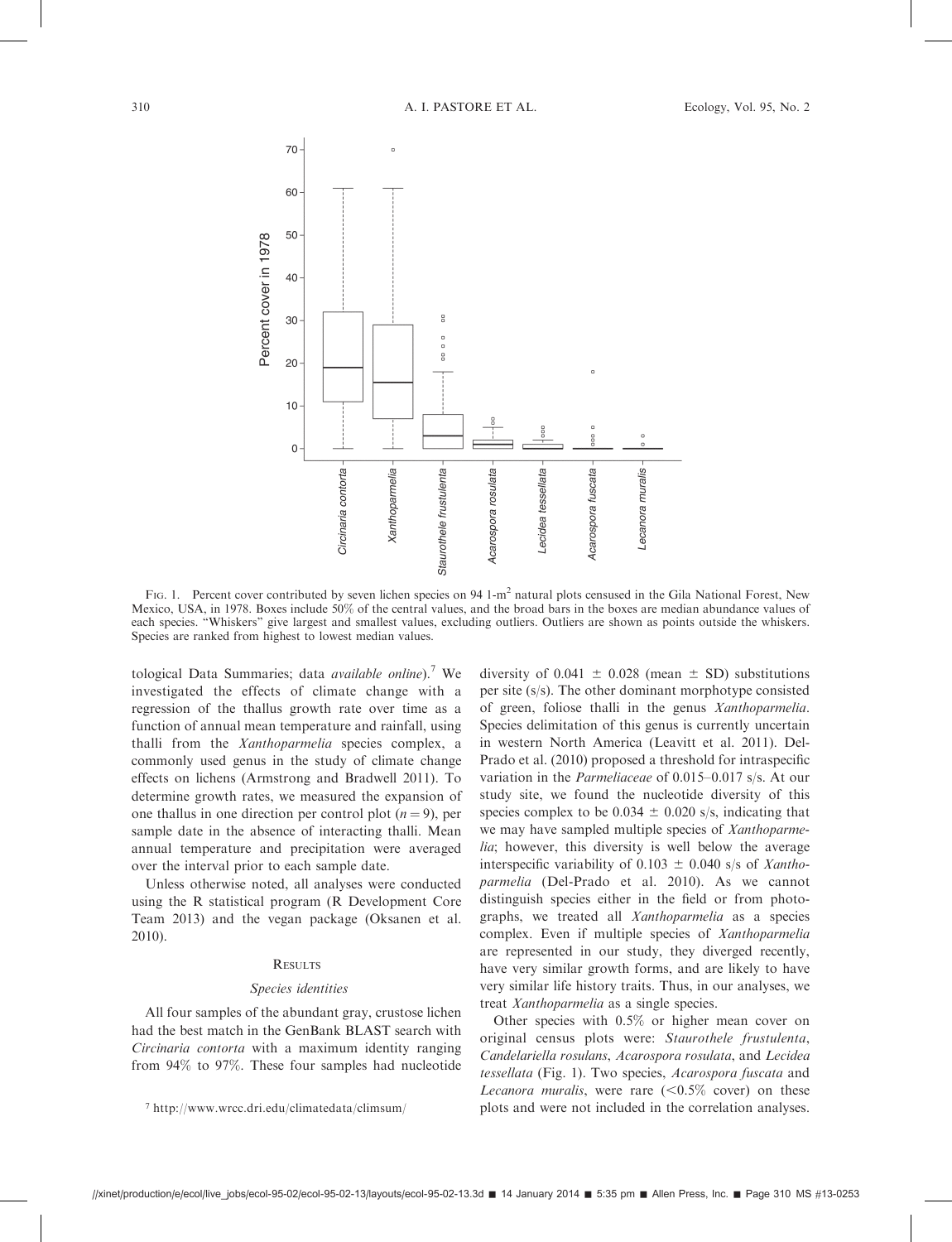FIG. 1. Percent cover contributed by seven lichen species on 94 1-m$^2$ natural plots censused in the Gila National Forest, New Mexico, USA, in 1978. Boxes include 50% of the central values, and the broad bars in the boxes are median abundance values of each species. "Whiskers" give largest and smallest values, excluding outliers. Outliers are shown as points outside the whiskers. Species are ranked from highest to lowest median values.

tological Data Summaries; data *available online*).[7] We investigated the effects of climate change with a regression of the thallus growth rate over time as a function of annual mean temperature and rainfall, using thalli from the *Xanthoparmelia* species complex, a commonly used genus in the study of climate change effects on lichens (Armstrong and Bradwell 2011). To determine growth rates, we measured the expansion of one thallus in one direction per control plot ($n = 9$), per sample date in the absence of interacting thalli. Mean annual temperature and precipitation were averaged over the interval prior to each sample date.

Unless otherwise noted, all analyses were conducted using the R statistical program (R Development Core Team 2013) and the vegan package (Oksanen et al. 2010).

## RESULTS

### Species identities

All four samples of the abundant gray, crustose lichen had the best match in the GenBank BLAST search with *Circinaria contorta* with a maximum identity ranging from 94% to 97%. These four samples had nucleotide diversity of $0.041 \pm 0.028$ (mean $\pm$ SD) substitutions per site (s/s). The other dominant morphotype consisted of green, foliose thalli in the genus *Xanthoparmelia*. Species delimitation of this genus is currently uncertain in western North America (Leavitt et al. 2011). Del-Prado et al. (2010) proposed a threshold for intraspecific variation in the *Parmeliaceae* of 0.015–0.017 s/s. At our study site, we found the nucleotide diversity of this species complex to be $0.034 \pm 0.020$ s/s, indicating that we may have sampled multiple species of *Xanthoparmelia*; however, this diversity is well below the average interspecific variability of $0.103 \pm 0.040$ s/s of *Xanthoparmelia* (Del-Prado et al. 2010). As we cannot distinguish species either in the field or from photographs, we treated all *Xanthoparmelia* as a species complex. Even if multiple species of *Xanthoparmelia* are represented in our study, they diverged recently, have very similar growth forms, and are likely to have very similar life history traits. Thus, in our analyses, we treat *Xanthoparmelia* as a single species.

Other species with 0.5% or higher mean cover on original census plots were: *Staurothele frustulenta*, *Candelariella rosulans*, *Acarospora rosulata*, and *Lecidea tessellata* (Fig. 1). Two species, *Acarospora fuscata* and *Lecanora muralis*, were rare (<0.5% cover) on these plots and were not included in the correlation analyses.

[7] http://www.wrcc.dri.edu/climatedata/climsum/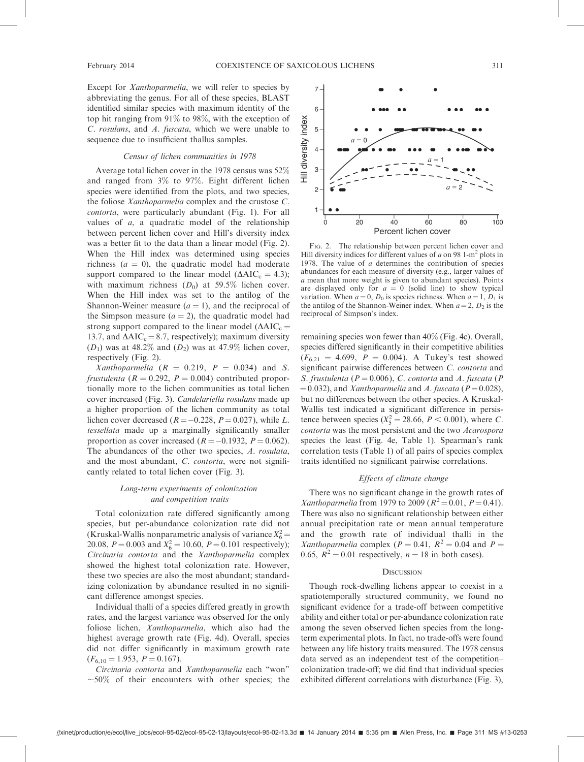Except for *Xanthoparmelia*, we will refer to species by abbreviating the genus. For all of these species, BLAST identified similar species with maximum identity of the top hit ranging from 91% to 98%, with the exception of *C. rosulans*, and *A. fuscata*, which we were unable to sequence due to insufficient thallus samples.

### *Census of lichen communities in 1978*

Average total lichen cover in the 1978 census was 52% and ranged from 3% to 97%. Eight different lichen species were identified from the plots, and two species, the foliose *Xanthoparmelia* complex and the crustose *C. contorta*, were particularly abundant (Fig. 1). For all values of *a*, a quadratic model of the relationship between percent lichen cover and Hill's diversity index was a better fit to the data than a linear model (Fig. 2). When the Hill index was determined using species richness ($a = 0$), the quadratic model had moderate support compared to the linear model ($\Delta AIC_c = 4.3$); with maximum richness ($D_0$) at 59.5% lichen cover. When the Hill index was set to the antilog of the Shannon-Weiner measure ($a = 1$), and the reciprocal of the Simpson measure ($a = 2$), the quadratic model had strong support compared to the linear model ($\Delta AIC_c = 13.7$, and $\Delta AIC_c = 8.7$, respectively); maximum diversity ($D_1$) was at 48.2% and ($D_2$) was at 47.9% lichen cover, respectively (Fig. 2).

*Xanthoparmelia* ($R = 0.219$, $P = 0.034$) and *S. frustulenta* ($R = 0.292$, $P = 0.004$) contributed proportionally more to the lichen communities as total lichen cover increased (Fig. 3). *Candelariella rosulans* made up a higher proportion of the lichen community as total lichen cover decreased ($R = -0.228$, $P = 0.027$), while *L. tessellata* made up a marginally significantly smaller proportion as cover increased ($R = -0.1932$, $P = 0.062$). The abundances of the other two species, *A. rosulata*, and the most abundant, *C. contorta*, were not significantly related to total lichen cover (Fig. 3).

### *Long-term experiments of colonization and competition traits*

Total colonization rate differed significantly among species, but per-abundance colonization rate did not (Kruskal-Wallis nonparametric analysis of variance $X_6^2 = 20.08$, $P = 0.003$ and $X_6^2 = 10.60$, $P = 0.101$ respectively); *Circinaria contorta* and the *Xanthoparmelia* complex showed the highest total colonization rate. However, these two species are also the most abundant; standardizing colonization by abundance resulted in no significant difference amongst species.

Individual thalli of a species differed greatly in growth rates, and the largest variance was observed for the only foliose lichen, *Xanthoparmelia*, which also had the highest average growth rate (Fig. 4d). Overall, species did not differ significantly in maximum growth rate ($F_{6,10} = 1.953$, $P = 0.167$).

*Circinaria contorta* and *Xanthoparmelia* each "won" ~50% of their encounters with other species; the remaining species won fewer than 40% (Fig. 4c). Overall, species differed significantly in their competitive abilities ($F_{6,21} = 4.699$, $P = 0.004$). A Tukey's test showed significant pairwise differences between *C. contorta* and *S. frustulenta* ($P = 0.006$), *C. contorta* and *A. fuscata* ($P = 0.032$), and *Xanthoparmelia* and *A. fuscata* ($P = 0.028$), but no differences between the other species. A Kruskal-Wallis test indicated a significant difference in persistence between species ($X_5^2 = 28.66$, $P < 0.001$), where *C. contorta* was the most persistent and the two *Acarospora* species the least (Fig. 4e, Table 1). Spearman's rank correlation tests (Table 1) of all pairs of species complex traits identified no significant pairwise correlations.

Fig. 2. The relationship between percent lichen cover and Hill diversity indices for different values of *a* on 98 1-m² plots in 1978. The value of *a* determines the contribution of species abundances for each measure of diversity (e.g., larger values of *a* mean that more weight is given to abundant species). Points are displayed only for $a = 0$ (solid line) to show typical variation. When $a = 0$, $D_0$ is species richness. When $a = 1$, $D_1$ is the antilog of the Shannon-Weiner index. When $a = 2$, $D_2$ is the reciprocal of Simpson's index.

### *Effects of climate change*

There was no significant change in the growth rates of *Xanthoparmelia* from 1979 to 2009 ($R^2 = 0.01$, $P = 0.41$). There was also no significant relationship between either annual precipitation rate or mean annual temperature and the growth rate of individual thalli in the *Xanthoparmelia* complex ($P = 0.41$, $R^2 = 0.04$ and $P = 0.65$, $R^2 = 0.01$ respectively, $n = 18$ in both cases).

## Discussion

Though rock-dwelling lichens appear to coexist in a spatiotemporally structured community, we found no significant evidence for a trade-off between competitive ability and either total or per-abundance colonization rate among the seven observed lichen species from the long-term experimental plots. In fact, no trade-offs were found between any life history traits measured. The 1978 census data served as an independent test of the competition–colonization trade-off; we did find that individual species exhibited different correlations with disturbance (Fig. 3),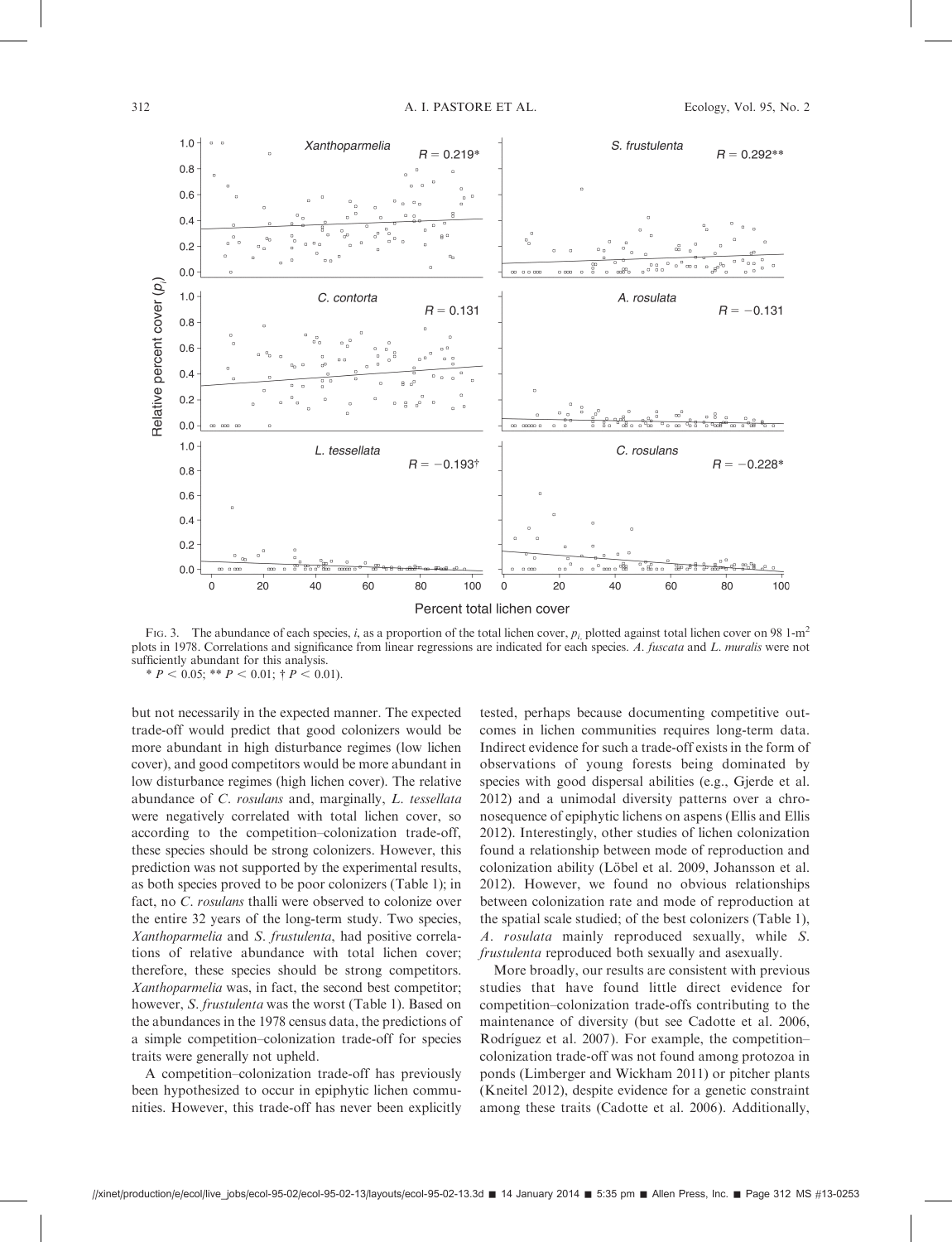FIG. 3. The abundance of each species, $i$, as a proportion of the total lichen cover, $p_i$, plotted against total lichen cover on 98 1-m$^2$ plots in 1978. Correlations and significance from linear regressions are indicated for each species. *A. fuscata* and *L. muralis* were not sufficiently abundant for this analysis.

* $P < 0.05$; ** $P < 0.01$; † $P < 0.01$).

but not necessarily in the expected manner. The expected trade-off would predict that good colonizers would be more abundant in high disturbance regimes (low lichen cover), and good competitors would be more abundant in low disturbance regimes (high lichen cover). The relative abundance of *C. rosulans* and, marginally, *L. tessellata* were negatively correlated with total lichen cover, so according to the competition–colonization trade-off, these species should be strong colonizers. However, this prediction was not supported by the experimental results, as both species proved to be poor colonizers (Table 1); in fact, no *C. rosulans* thalli were observed to colonize over the entire 32 years of the long-term study. Two species, *Xanthoparmelia* and *S. frustulenta*, had positive correlations of relative abundance with total lichen cover; therefore, these species should be strong competitors. *Xanthoparmelia* was, in fact, the second best competitor; however, *S. frustulenta* was the worst (Table 1). Based on the abundances in the 1978 census data, the predictions of a simple competition–colonization trade-off for species traits were generally not upheld.

A competition–colonization trade-off has previously been hypothesized to occur in epiphytic lichen communities. However, this trade-off has never been explicitly tested, perhaps because documenting competitive outcomes in lichen communities requires long-term data. Indirect evidence for such a trade-off exists in the form of observations of young forests being dominated by species with good dispersal abilities (e.g., Gjerde et al. 2012) and a unimodal diversity patterns over a chronosequence of epiphytic lichens on aspens (Ellis and Ellis 2012). Interestingly, other studies of lichen colonization found a relationship between mode of reproduction and colonization ability (Löbel et al. 2009, Johansson et al. 2012). However, we found no obvious relationships between colonization rate and mode of reproduction at the spatial scale studied; of the best colonizers (Table 1), *A. rosulata* mainly reproduced sexually, while *S. frustulenta* reproduced both sexually and asexually.

More broadly, our results are consistent with previous studies that have found little direct evidence for competition–colonization trade-offs contributing to the maintenance of diversity (but see Cadotte et al. 2006, Rodríguez et al. 2007). For example, the competition–colonization trade-off was not found among protozoa in ponds (Limberger and Wickham 2011) or pitcher plants (Kneitel 2012), despite evidence for a genetic constraint among these traits (Cadotte et al. 2006). Additionally,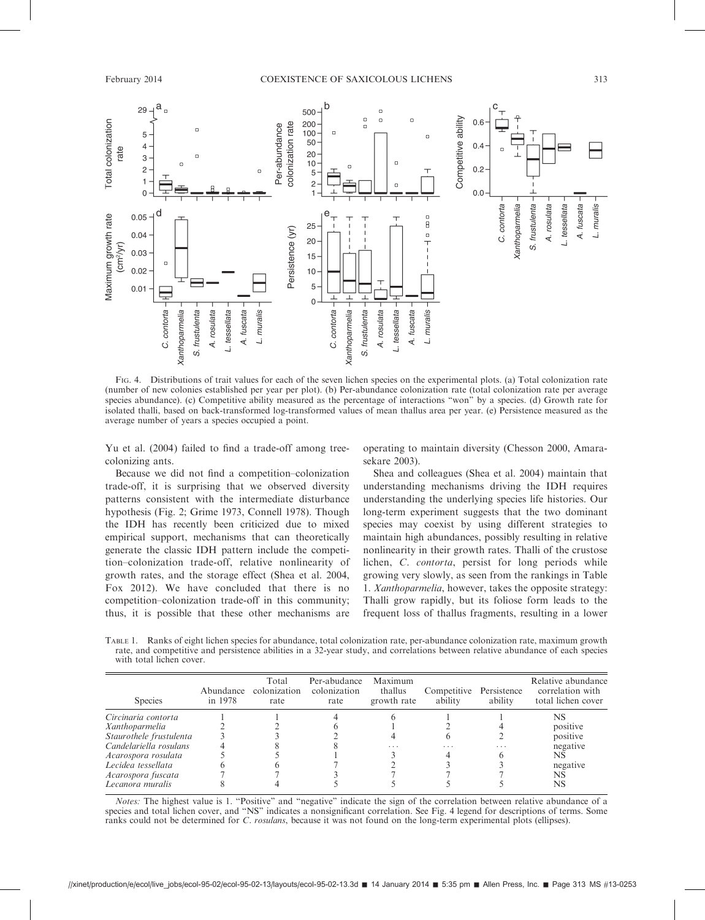Fig. 4. Distributions of trait values for each of the seven lichen species on the experimental plots. (a) Total colonization rate (number of new colonies established per year per plot). (b) Per-abundance colonization rate (total colonization rate per average species abundance). (c) Competitive ability measured as the percentage of interactions "won" by a species. (d) Growth rate for isolated thalli, based on back-transformed log-transformed values of mean thallus area per year. (e) Persistence measured as the average number of years a species occupied a point.

Yu et al. (2004) failed to find a trade-off among tree-colonizing ants.

Because we did not find a competition–colonization trade-off, it is surprising that we observed diversity patterns consistent with the intermediate disturbance hypothesis (Fig. 2; Grime 1973, Connell 1978). Though the IDH has recently been criticized due to mixed empirical support, mechanisms that can theoretically generate the classic IDH pattern include the competition–colonization trade-off, relative nonlinearity of growth rates, and the storage effect (Shea et al. 2004, Fox 2012). We have concluded that there is no competition–colonization trade-off in this community; thus, it is possible that these other mechanisms are operating to maintain diversity (Chesson 2000, Amarasekare 2003).

Shea and colleagues (Shea et al. 2004) maintain that understanding mechanisms driving the IDH requires understanding the underlying species life histories. Our long-term experiment suggests that the two dominant species may coexist by using different strategies to maintain high abundances, possibly resulting in relative nonlinearity in their growth rates. Thalli of the crustose lichen, *C. contorta*, persist for long periods while growing very slowly, as seen from the rankings in Table 1. *Xanthoparmelia*, however, takes the opposite strategy: Thalli grow rapidly, but its foliose form leads to the frequent loss of thallus fragments, resulting in a lower

Table 1. Ranks of eight lichen species for abundance, total colonization rate, per-abundance colonization rate, maximum growth rate, and competitive and persistence abilities in a 32-year study, and correlations between relative abundance of each species with total lichen cover.

| Species | Abundance in 1978 | Total colonization rate | Per-abundance colonization rate | Maximum thallus growth rate | Competitive ability | Persistence ability | Relative abundance correlation with total lichen cover |
|---|---|---|---|---|---|---|---|
| *Circinaria contorta* | 1 | 1 | 4 | 6 | 1 | 1 | NS |
| *Xanthoparmelia* | 2 | 2 | 6 | 1 | 2 | 4 | positive |
| *Staurothele frustulenta* | 3 | 3 | 2 | 4 | 6 | 2 | positive |
| *Candelariella rosulans* | 4 | 8 | 8 | ... | ... | ... | negative |
| *Acarospora rosulata* | 5 | 5 | 1 | 3 | 4 | 6 | NS |
| *Lecidea tessellata* | 6 | 6 | 7 | 2 | 3 | 3 | negative |
| *Acarospora fuscata* | 7 | 7 | 3 | 7 | 7 | 7 | NS |
| *Lecanora muralis* | 8 | 4 | 5 | 5 | 5 | 5 | NS |

*Notes:* The highest value is 1. "Positive" and "negative" indicate the sign of the correlation between relative abundance of a species and total lichen cover, and "NS" indicates a nonsignificant correlation. See Fig. 4 legend for descriptions of terms. Some ranks could not be determined for *C. rosulans*, because it was not found on the long-term experimental plots (ellipses).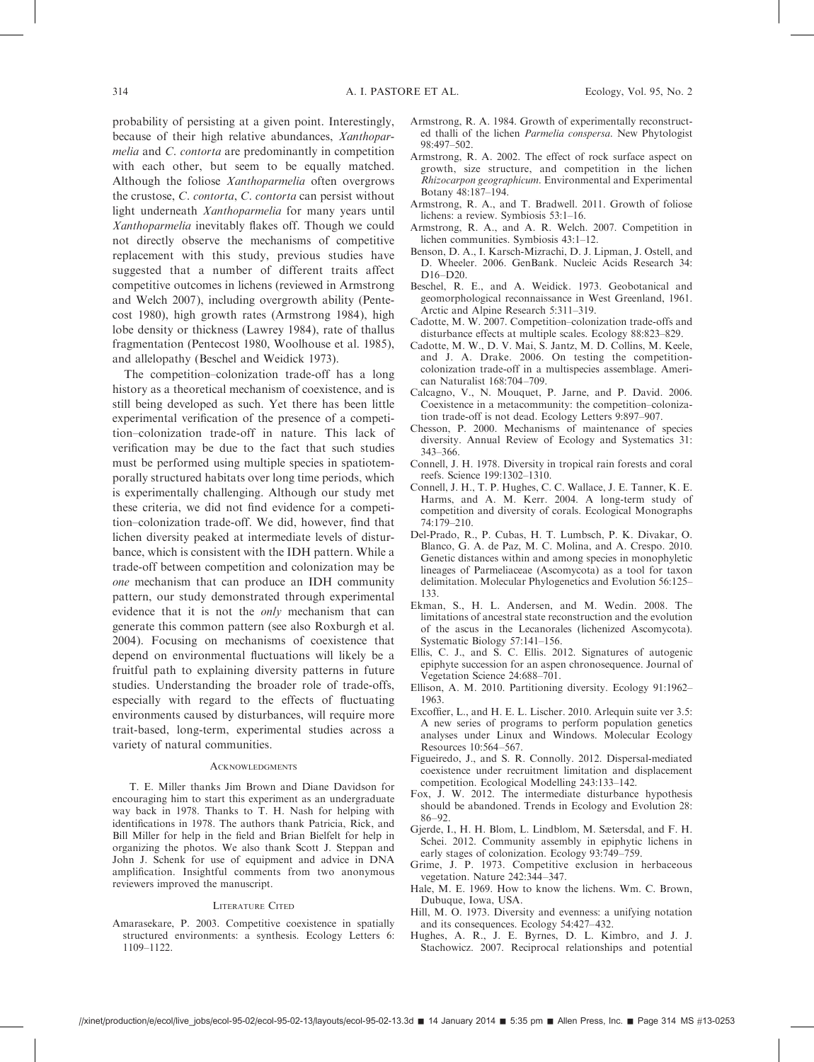probability of persisting at a given point. Interestingly, because of their high relative abundances, *Xanthoparmelia* and *C. contorta* are predominantly in competition with each other, but seem to be equally matched. Although the foliose *Xanthoparmelia* often overgrows the crustose, *C. contorta*, *C. contorta* can persist without light underneath *Xanthoparmelia* for many years until *Xanthoparmelia* inevitably flakes off. Though we could not directly observe the mechanisms of competitive replacement with this study, previous studies have suggested that a number of different traits affect competitive outcomes in lichens (reviewed in Armstrong and Welch 2007), including overgrowth ability (Pentecost 1980), high growth rates (Armstrong 1984), high lobe density or thickness (Lawrey 1984), rate of thallus fragmentation (Pentecost 1980, Woolhouse et al. 1985), and allelopathy (Beschel and Weidick 1973).

The competition–colonization trade-off has a long history as a theoretical mechanism of coexistence, and is still being developed as such. Yet there has been little experimental verification of the presence of a competition–colonization trade-off in nature. This lack of verification may be due to the fact that such studies must be performed using multiple species in spatiotemporally structured habitats over long time periods, which is experimentally challenging. Although our study met these criteria, we did not find evidence for a competition–colonization trade-off. We did, however, find that lichen diversity peaked at intermediate levels of disturbance, which is consistent with the IDH pattern. While a trade-off between competition and colonization may be *one* mechanism that can produce an IDH community pattern, our study demonstrated through experimental evidence that it is not the *only* mechanism that can generate this common pattern (see also Roxburgh et al. 2004). Focusing on mechanisms of coexistence that depend on environmental fluctuations will likely be a fruitful path to explaining diversity patterns in future studies. Understanding the broader role of trade-offs, especially with regard to the effects of fluctuating environments caused by disturbances, will require more trait-based, long-term, experimental studies across a variety of natural communities.

## Acknowledgments

T. E. Miller thanks Jim Brown and Diane Davidson for encouraging him to start this experiment as an undergraduate way back in 1978. Thanks to T. H. Nash for helping with identifications in 1978. The authors thank Patricia, Rick, and Bill Miller for help in the field and Brian Bielfelt for help in organizing the photos. We also thank Scott J. Steppan and John J. Schenk for use of equipment and advice in DNA amplification. Insightful comments from two anonymous reviewers improved the manuscript.

## Literature Cited

Amarasekare, P. 2003. Competitive coexistence in spatially structured environments: a synthesis. Ecology Letters 6: 1109–1122.

Armstrong, R. A. 1984. Growth of experimentally reconstructed thalli of the lichen *Parmelia conspersa*. New Phytologist 98:497–502.

Armstrong, R. A. 2002. The effect of rock surface aspect on growth, size structure, and competition in the lichen *Rhizocarpon geographicum*. Environmental and Experimental Botany 48:187–194.

Armstrong, R. A., and T. Bradwell. 2011. Growth of foliose lichens: a review. Symbiosis 53:1–16.

Armstrong, R. A., and A. R. Welch. 2007. Competition in lichen communities. Symbiosis 43:1–12.

Benson, D. A., I. Karsch-Mizrachi, D. J. Lipman, J. Ostell, and D. Wheeler. 2006. GenBank. Nucleic Acids Research 34: D16–D20.

Beschel, R. E., and A. Weidick. 1973. Geobotanical and geomorphological reconnaissance in West Greenland, 1961. Arctic and Alpine Research 5:311–319.

Cadotte, M. W. 2007. Competition–colonization trade-offs and disturbance effects at multiple scales. Ecology 88:823–829.

Cadotte, M. W., D. V. Mai, S. Jantz, M. D. Collins, M. Keele, and J. A. Drake. 2006. On testing the competition-colonization trade-off in a multispecies assemblage. American Naturalist 168:704–709.

Calcagno, V., N. Mouquet, P. Jarne, and P. David. 2006. Coexistence in a metacommunity: the competition–colonization trade-off is not dead. Ecology Letters 9:897–907.

Chesson, P. 2000. Mechanisms of maintenance of species diversity. Annual Review of Ecology and Systematics 31: 343–366.

Connell, J. H. 1978. Diversity in tropical rain forests and coral reefs. Science 199:1302–1310.

Connell, J. H., T. P. Hughes, C. C. Wallace, J. E. Tanner, K. E. Harms, and A. M. Kerr. 2004. A long-term study of competition and diversity of corals. Ecological Monographs 74:179–210.

Del-Prado, R., P. Cubas, H. T. Lumbsch, P. K. Divakar, O. Blanco, G. A. de Paz, M. C. Molina, and A. Crespo. 2010. Genetic distances within and among species in monophyletic lineages of Parmeliaceae (Ascomycota) as a tool for taxon delimitation. Molecular Phylogenetics and Evolution 56:125–133.

Ekman, S., H. L. Andersen, and M. Wedin. 2008. The limitations of ancestral state reconstruction and the evolution of the ascus in the Lecanorales (lichenized Ascomycota). Systematic Biology 57:141–156.

Ellis, C. J., and S. C. Ellis. 2012. Signatures of autogenic epiphyte succession for an aspen chronosequence. Journal of Vegetation Science 24:688–701.

Ellison, A. M. 2010. Partitioning diversity. Ecology 91:1962–1963.

Excoffier, L., and H. E. L. Lischer. 2010. Arlequin suite ver 3.5: A new series of programs to perform population genetics analyses under Linux and Windows. Molecular Ecology Resources 10:564–567.

Figueiredo, J., and S. R. Connolly. 2012. Dispersal-mediated coexistence under recruitment limitation and displacement competition. Ecological Modelling 243:133–142.

Fox, J. W. 2012. The intermediate disturbance hypothesis should be abandoned. Trends in Ecology and Evolution 28: 86–92.

Gjerde, I., H. H. Blom, L. Lindblom, M. Sætersdal, and F. H. Schei. 2012. Community assembly in epiphytic lichens in early stages of colonization. Ecology 93:749–759.

Grime, J. P. 1973. Competitive exclusion in herbaceous vegetation. Nature 242:344–347.

Hale, M. E. 1969. How to know the lichens. Wm. C. Brown, Dubuque, Iowa, USA.

Hill, M. O. 1973. Diversity and evenness: a unifying notation and its consequences. Ecology 54:427–432.

Hughes, A. R., J. E. Byrnes, D. L. Kimbro, and J. J. Stachowicz. 2007. Reciprocal relationships and potential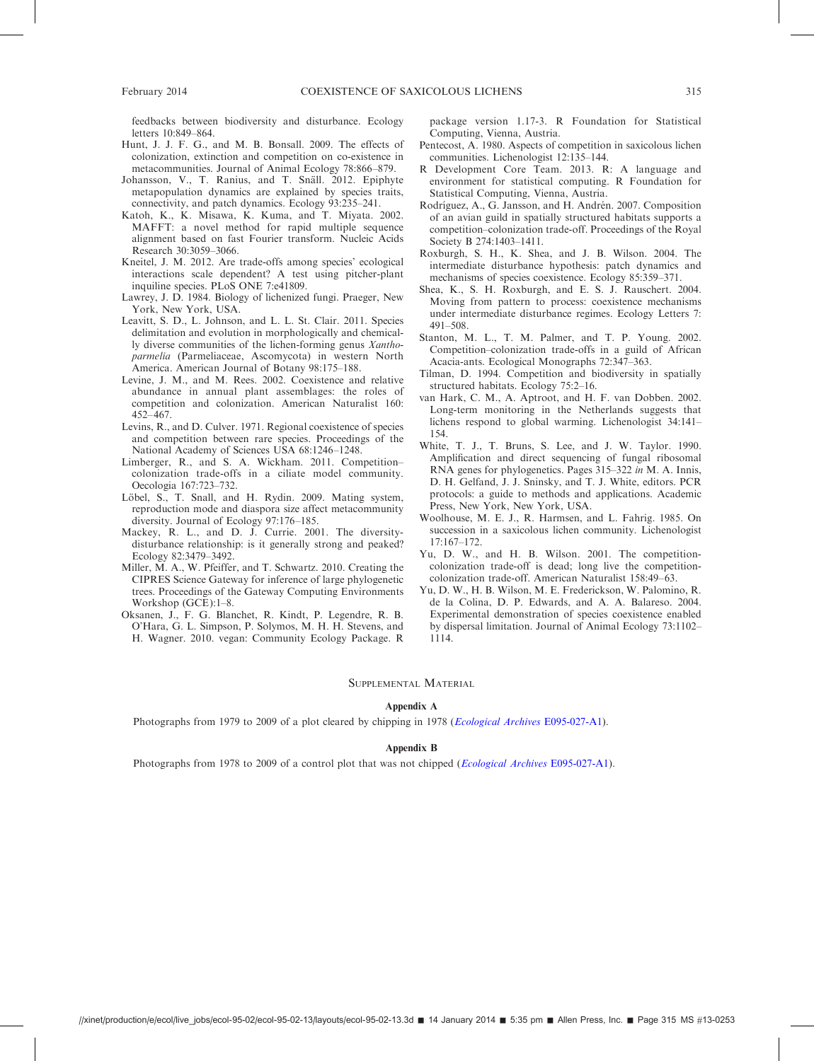feedbacks between biodiversity and disturbance. Ecology letters 10:849–864.

Hunt, J. J. F. G., and M. B. Bonsall. 2009. The effects of colonization, extinction and competition on co-existence in metacommunities. Journal of Animal Ecology 78:866–879.

Johansson, V., T. Ranius, and T. Snäll. 2012. Epiphyte metapopulation dynamics are explained by species traits, connectivity, and patch dynamics. Ecology 93:235–241.

Katoh, K., K. Misawa, K. Kuma, and T. Miyata. 2002. MAFFT: a novel method for rapid multiple sequence alignment based on fast Fourier transform. Nucleic Acids Research 30:3059–3066.

Kneitel, J. M. 2012. Are trade-offs among species' ecological interactions scale dependent? A test using pitcher-plant inquiline species. PLoS ONE 7:e41809.

Lawrey, J. D. 1984. Biology of lichenized fungi. Praeger, New York, New York, USA.

Leavitt, S. D., L. Johnson, and L. L. St. Clair. 2011. Species delimitation and evolution in morphologically and chemically diverse communities of the lichen-forming genus *Xanthoparmelia* (Parmeliaceae, Ascomycota) in western North America. American Journal of Botany 98:175–188.

Levine, J. M., and M. Rees. 2002. Coexistence and relative abundance in annual plant assemblages: the roles of competition and colonization. American Naturalist 160: 452–467.

Levins, R., and D. Culver. 1971. Regional coexistence of species and competition between rare species. Proceedings of the National Academy of Sciences USA 68:1246–1248.

Limberger, R., and S. A. Wickham. 2011. Competition–colonization trade-offs in a ciliate model community. Oecologia 167:723–732.

Löbel, S., T. Snall, and H. Rydin. 2009. Mating system, reproduction mode and diaspora size affect metacommunity diversity. Journal of Ecology 97:176–185.

Mackey, R. L., and D. J. Currie. 2001. The diversity-disturbance relationship: is it generally strong and peaked? Ecology 82:3479–3492.

Miller, M. A., W. Pfeiffer, and T. Schwartz. 2010. Creating the CIPRES Science Gateway for inference of large phylogenetic trees. Proceedings of the Gateway Computing Environments Workshop (GCE):1–8.

Oksanen, J., F. G. Blanchet, R. Kindt, P. Legendre, R. B. O'Hara, G. L. Simpson, P. Solymos, M. H. H. Stevens, and H. Wagner. 2010. vegan: Community Ecology Package. R package version 1.17-3. R Foundation for Statistical Computing, Vienna, Austria.

Pentecost, A. 1980. Aspects of competition in saxicolous lichen communities. Lichenologist 12:135–144.

R Development Core Team. 2013. R: A language and environment for statistical computing. R Foundation for Statistical Computing, Vienna, Austria.

Rodríguez, A., G. Jansson, and H. Andrén. 2007. Composition of an avian guild in spatially structured habitats supports a competition–colonization trade-off. Proceedings of the Royal Society B 274:1403–1411.

Roxburgh, S. H., K. Shea, and J. B. Wilson. 2004. The intermediate disturbance hypothesis: patch dynamics and mechanisms of species coexistence. Ecology 85:359–371.

Shea, K., S. H. Roxburgh, and E. S. J. Rauschert. 2004. Moving from pattern to process: coexistence mechanisms under intermediate disturbance regimes. Ecology Letters 7: 491–508.

Stanton, M. L., T. M. Palmer, and T. P. Young. 2002. Competition–colonization trade-offs in a guild of African Acacia-ants. Ecological Monographs 72:347–363.

Tilman, D. 1994. Competition and biodiversity in spatially structured habitats. Ecology 75:2–16.

van Hark, C. M., A. Aptroot, and H. F. van Dobben. 2002. Long-term monitoring in the Netherlands suggests that lichens respond to global warming. Lichenologist 34:141–154.

White, T. J., T. Bruns, S. Lee, and J. W. Taylor. 1990. Amplification and direct sequencing of fungal ribosomal RNA genes for phylogenetics. Pages 315–322 *in* M. A. Innis, D. H. Gelfand, J. J. Sninsky, and T. J. White, editors. PCR protocols: a guide to methods and applications. Academic Press, New York, New York, USA.

Woolhouse, M. E. J., R. Harmsen, and L. Fahrig. 1985. On succession in a saxicolous lichen community. Lichenologist 17:167–172.

Yu, D. W., and H. B. Wilson. 2001. The competition-colonization trade-off is dead; long live the competition-colonization trade-off. American Naturalist 158:49–63.

Yu, D. W., H. B. Wilson, M. E. Frederickson, W. Palomino, R. de la Colina, D. P. Edwards, and A. A. Balareso. 2004. Experimental demonstration of species coexistence enabled by dispersal limitation. Journal of Animal Ecology 73:1102–1114.

## Supplemental Material

### Appendix A

Photographs from 1979 to 2009 of a plot cleared by chipping in 1978 (*Ecological Archives* E095-027-A1).

### Appendix B

Photographs from 1978 to 2009 of a control plot that was not chipped (*Ecological Archives* E095-027-A1).